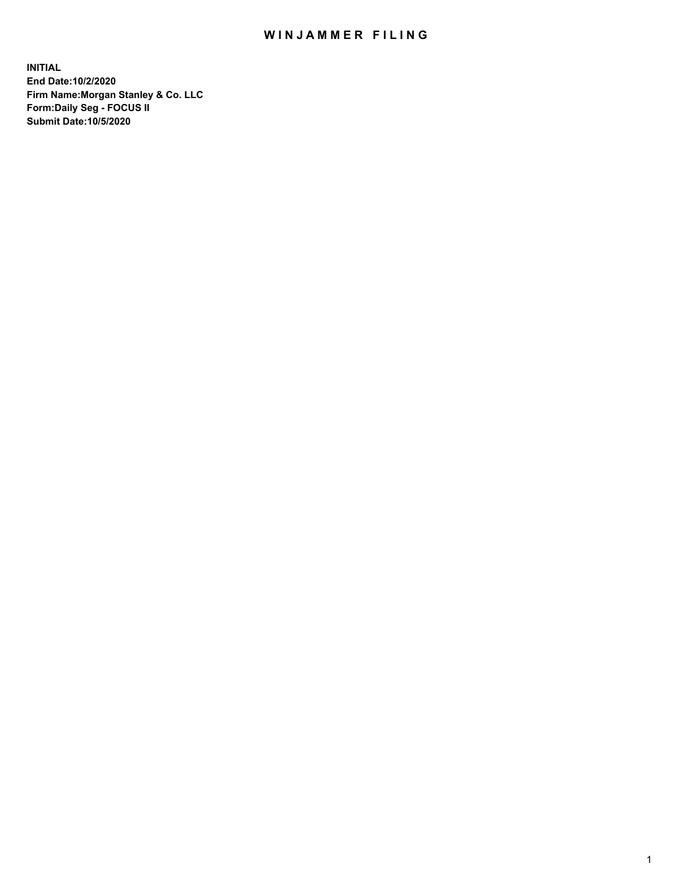# WINJAMMER FILING

**INITIAL**
**End Date:10/2/2020**
**Firm Name:Morgan Stanley & Co. LLC**
**Form:Daily Seg - FOCUS II**
**Submit Date:10/5/2020**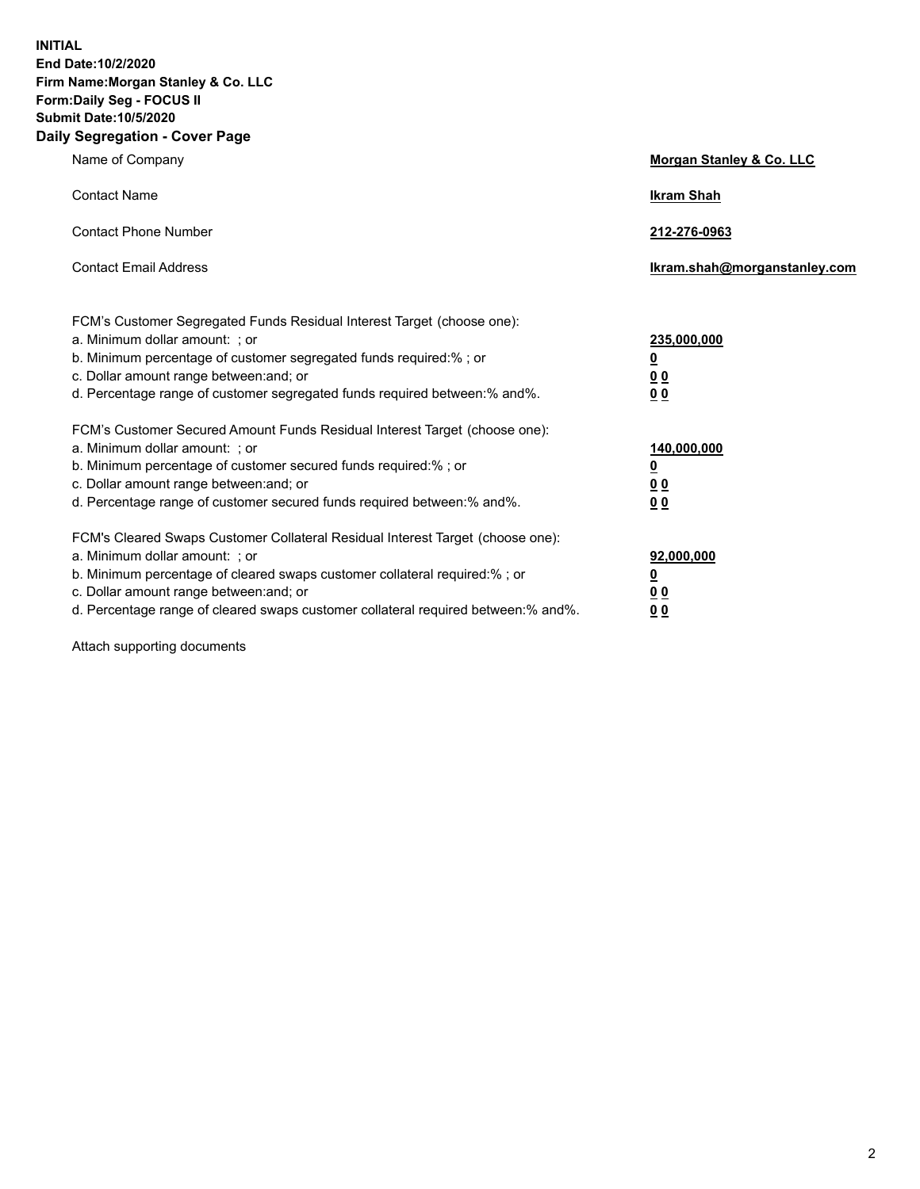**INITIAL**
**End Date:10/2/2020**
**Firm Name:Morgan Stanley & Co. LLC**
**Form:Daily Seg - FOCUS II**
**Submit Date:10/5/2020**

## Daily Segregation - Cover Page

| | |
|---|---|
| Name of Company | **Morgan Stanley & Co. LLC** |
| Contact Name | **Ikram Shah** |
| Contact Phone Number | **212-276-0963** |
| Contact Email Address | **Ikram.shah@morganstanley.com** |

| | |
|---|---|
| FCM's Customer Segregated Funds Residual Interest Target (choose one): | |
| a. Minimum dollar amount: ; or | **235,000,000** |
| b. Minimum percentage of customer segregated funds required:% ; or | **0** |
| c. Dollar amount range between:and; or | **0 0** |
| d. Percentage range of customer segregated funds required between:% and%. | **0 0** |
| FCM's Customer Secured Amount Funds Residual Interest Target (choose one): | |
| a. Minimum dollar amount: ; or | **140,000,000** |
| b. Minimum percentage of customer secured funds required:% ; or | **0** |
| c. Dollar amount range between:and; or | **0 0** |
| d. Percentage range of customer secured funds required between:% and%. | **0 0** |
| FCM's Cleared Swaps Customer Collateral Residual Interest Target (choose one): | |
| a. Minimum dollar amount: ; or | **92,000,000** |
| b. Minimum percentage of cleared swaps customer collateral required:% ; or | **0** |
| c. Dollar amount range between:and; or | **0 0** |
| d. Percentage range of cleared swaps customer collateral required between:% and%. | **0 0** |

Attach supporting documents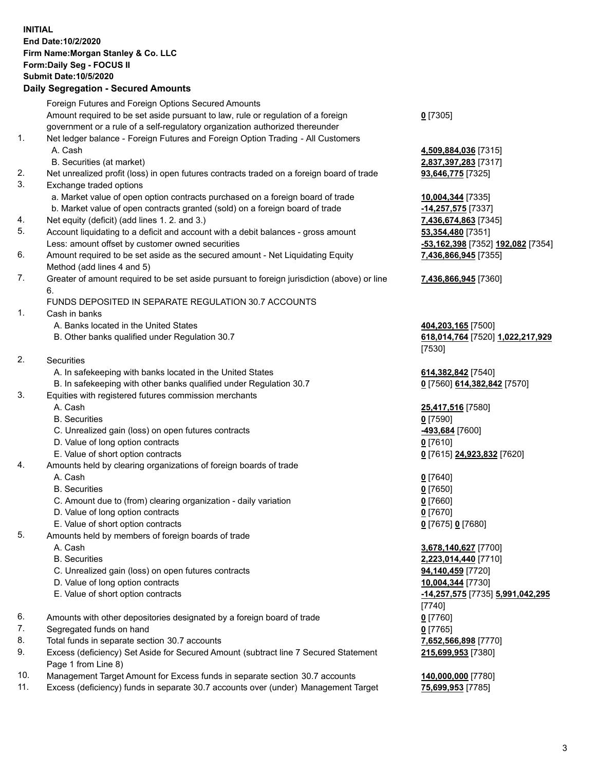**INITIAL**
**End Date:10/2/2020**
**Firm Name:Morgan Stanley & Co. LLC**
**Form:Daily Seg - FOCUS II**
**Submit Date:10/5/2020**

## Daily Segregation - Secured Amounts

| | | |
|---|---|---|
| | Foreign Futures and Foreign Options Secured Amounts | |
| | Amount required to be set aside pursuant to law, rule or regulation of a foreign government or a rule of a self-regulatory organization authorized thereunder | **0** [7305] |
| 1. | Net ledger balance - Foreign Futures and Foreign Option Trading - All Customers | |
| | A. Cash | **4,509,884,036** [7315] |
| | B. Securities (at market) | **2,837,397,283** [7317] |
| 2. | Net unrealized profit (loss) in open futures contracts traded on a foreign board of trade | **93,646,775** [7325] |
| 3. | Exchange traded options | |
| | a. Market value of open option contracts purchased on a foreign board of trade | **10,004,344** [7335] |
| | b. Market value of open contracts granted (sold) on a foreign board of trade | **-14,257,575** [7337] |
| 4. | Net equity (deficit) (add lines 1. 2. and 3.) | **7,436,674,863** [7345] |
| 5. | Account liquidating to a deficit and account with a debit balances - gross amount | **53,354,480** [7351] |
| | Less: amount offset by customer owned securities | **-53,162,398** [7352] **192,082** [7354] |
| 6. | Amount required to be set aside as the secured amount - Net Liquidating Equity Method (add lines 4 and 5) | **7,436,866,945** [7355] |
| 7. | Greater of amount required to be set aside pursuant to foreign jurisdiction (above) or line 6. | **7,436,866,945** [7360] |
| | FUNDS DEPOSITED IN SEPARATE REGULATION 30.7 ACCOUNTS | |
| 1. | Cash in banks | |
| | A. Banks located in the United States | **404,203,165** [7500] |
| | B. Other banks qualified under Regulation 30.7 | **618,014,764** [7520] **1,022,217,929** [7530] |
| 2. | Securities | |
| | A. In safekeeping with banks located in the United States | **614,382,842** [7540] |
| | B. In safekeeping with other banks qualified under Regulation 30.7 | **0** [7560] **614,382,842** [7570] |
| 3. | Equities with registered futures commission merchants | |
| | A. Cash | **25,417,516** [7580] |
| | B. Securities | **0** [7590] |
| | C. Unrealized gain (loss) on open futures contracts | **-493,684** [7600] |
| | D. Value of long option contracts | **0** [7610] |
| | E. Value of short option contracts | **0** [7615] **24,923,832** [7620] |
| 4. | Amounts held by clearing organizations of foreign boards of trade | |
| | A. Cash | **0** [7640] |
| | B. Securities | **0** [7650] |
| | C. Amount due to (from) clearing organization - daily variation | **0** [7660] |
| | D. Value of long option contracts | **0** [7670] |
| | E. Value of short option contracts | **0** [7675] **0** [7680] |
| 5. | Amounts held by members of foreign boards of trade | |
| | A. Cash | **3,678,140,627** [7700] |
| | B. Securities | **2,223,014,440** [7710] |
| | C. Unrealized gain (loss) on open futures contracts | **94,140,459** [7720] |
| | D. Value of long option contracts | **10,004,344** [7730] |
| | E. Value of short option contracts | **-14,257,575** [7735] **5,991,042,295** [7740] |
| 6. | Amounts with other depositories designated by a foreign board of trade | **0** [7760] |
| 7. | Segregated funds on hand | **0** [7765] |
| 8. | Total funds in separate section 30.7 accounts | **7,652,566,898** [7770] |
| 9. | Excess (deficiency) Set Aside for Secured Amount (subtract line 7 Secured Statement Page 1 from Line 8) | **215,699,953** [7380] |
| 10. | Management Target Amount for Excess funds in separate section 30.7 accounts | **140,000,000** [7780] |
| 11. | Excess (deficiency) funds in separate 30.7 accounts over (under) Management Target | **75,699,953** [7785] |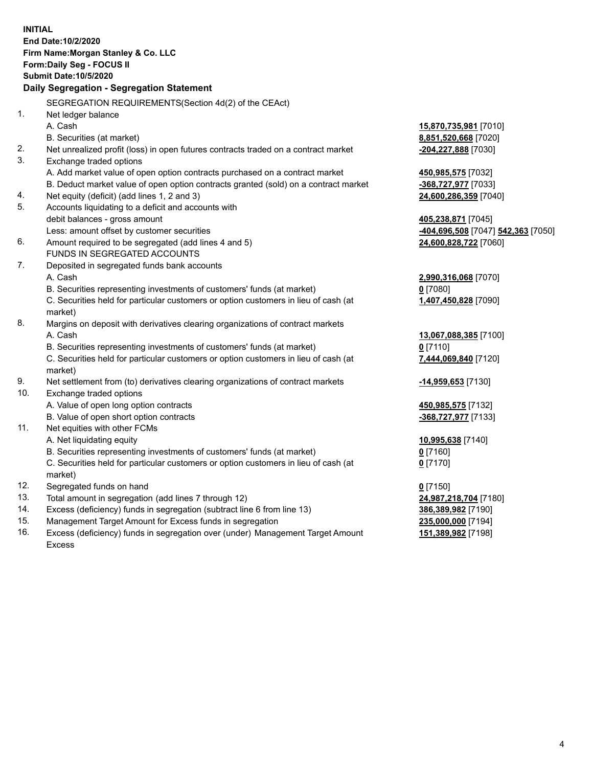**INITIAL**
**End Date:10/2/2020**
**Firm Name:Morgan Stanley & Co. LLC**
**Form:Daily Seg - FOCUS II**
**Submit Date:10/5/2020**

### Daily Segregation - Segregation Statement

SEGREGATION REQUIREMENTS(Section 4d(2) of the CEAct)

| | | |
|---|---|---|
| 1. | Net ledger balance | |
| | A. Cash | **15,870,735,981** [7010] |
| | B. Securities (at market) | **8,851,520,668** [7020] |
| 2. | Net unrealized profit (loss) in open futures contracts traded on a contract market | **-204,227,888** [7030] |
| 3. | Exchange traded options | |
| | A. Add market value of open option contracts purchased on a contract market | **450,985,575** [7032] |
| | B. Deduct market value of open option contracts granted (sold) on a contract market | **-368,727,977** [7033] |
| 4. | Net equity (deficit) (add lines 1, 2 and 3) | **24,600,286,359** [7040] |
| 5. | Accounts liquidating to a deficit and accounts with | |
| | debit balances - gross amount | **405,238,871** [7045] |
| | Less: amount offset by customer securities | **-404,696,508** [7047] **542,363** [7050] |
| 6. | Amount required to be segregated (add lines 4 and 5) | **24,600,828,722** [7060] |
| | FUNDS IN SEGREGATED ACCOUNTS | |
| 7. | Deposited in segregated funds bank accounts | |
| | A. Cash | **2,990,316,068** [7070] |
| | B. Securities representing investments of customers' funds (at market) | **0** [7080] |
| | C. Securities held for particular customers or option customers in lieu of cash (at market) | **1,407,450,828** [7090] |
| 8. | Margins on deposit with derivatives clearing organizations of contract markets | |
| | A. Cash | **13,067,088,385** [7100] |
| | B. Securities representing investments of customers' funds (at market) | **0** [7110] |
| | C. Securities held for particular customers or option customers in lieu of cash (at market) | **7,444,069,840** [7120] |
| 9. | Net settlement from (to) derivatives clearing organizations of contract markets | **-14,959,653** [7130] |
| 10. | Exchange traded options | |
| | A. Value of open long option contracts | **450,985,575** [7132] |
| | B. Value of open short option contracts | **-368,727,977** [7133] |
| 11. | Net equities with other FCMs | |
| | A. Net liquidating equity | **10,995,638** [7140] |
| | B. Securities representing investments of customers' funds (at market) | **0** [7160] |
| | C. Securities held for particular customers or option customers in lieu of cash (at market) | **0** [7170] |
| 12. | Segregated funds on hand | **0** [7150] |
| 13. | Total amount in segregation (add lines 7 through 12) | **24,987,218,704** [7180] |
| 14. | Excess (deficiency) funds in segregation (subtract line 6 from line 13) | **386,389,982** [7190] |
| 15. | Management Target Amount for Excess funds in segregation | **235,000,000** [7194] |
| 16. | Excess (deficiency) funds in segregation over (under) Management Target Amount Excess | **151,389,982** [7198] |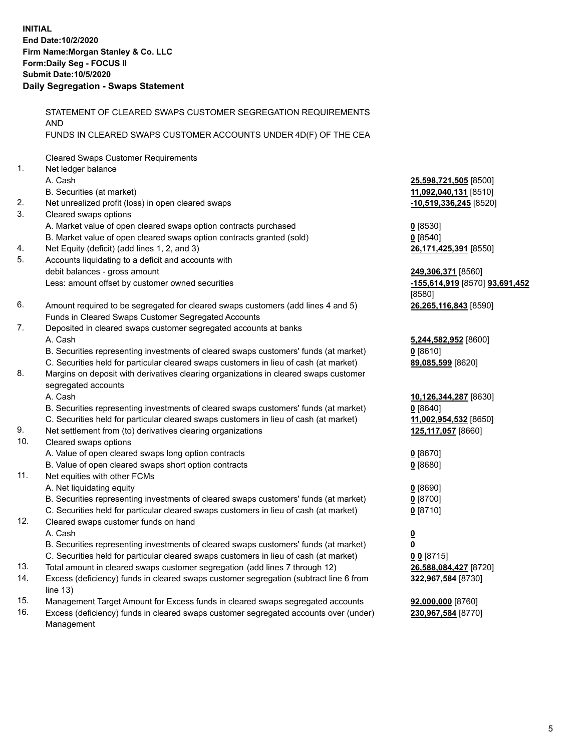**INITIAL**
**End Date:10/2/2020**
**Firm Name:Morgan Stanley & Co. LLC**
**Form:Daily Seg - FOCUS II**
**Submit Date:10/5/2020**
**Daily Segregation - Swaps Statement**

STATEMENT OF CLEARED SWAPS CUSTOMER SEGREGATION REQUIREMENTS AND FUNDS IN CLEARED SWAPS CUSTOMER ACCOUNTS UNDER 4D(F) OF THE CEA

| | | |
|---|---|---|
| | Cleared Swaps Customer Requirements | |
| 1. | Net ledger balance | |
| | A. Cash | **25,598,721,505** [8500] |
| | B. Securities (at market) | **11,092,040,131** [8510] |
| 2. | Net unrealized profit (loss) in open cleared swaps | **-10,519,336,245** [8520] |
| 3. | Cleared swaps options | |
| | A. Market value of open cleared swaps option contracts purchased | **0** [8530] |
| | B. Market value of open cleared swaps option contracts granted (sold) | **0** [8540] |
| 4. | Net Equity (deficit) (add lines 1, 2, and 3) | **26,171,425,391** [8550] |
| 5. | Accounts liquidating to a deficit and accounts with debit balances - gross amount | **249,306,371** [8560] |
| | Less: amount offset by customer owned securities | **-155,614,919** [8570] **93,691,452** [8580] |
| 6. | Amount required to be segregated for cleared swaps customers (add lines 4 and 5) | **26,265,116,843** [8590] |
| | Funds in Cleared Swaps Customer Segregated Accounts | |
| 7. | Deposited in cleared swaps customer segregated accounts at banks | |
| | A. Cash | **5,244,582,952** [8600] |
| | B. Securities representing investments of cleared swaps customers' funds (at market) | **0** [8610] |
| | C. Securities held for particular cleared swaps customers in lieu of cash (at market) | **89,085,599** [8620] |
| 8. | Margins on deposit with derivatives clearing organizations in cleared swaps customer segregated accounts | |
| | A. Cash | **10,126,344,287** [8630] |
| | B. Securities representing investments of cleared swaps customers' funds (at market) | **0** [8640] |
| | C. Securities held for particular cleared swaps customers in lieu of cash (at market) | **11,002,954,532** [8650] |
| 9. | Net settlement from (to) derivatives clearing organizations | **125,117,057** [8660] |
| 10. | Cleared swaps options | |
| | A. Value of open cleared swaps long option contracts | **0** [8670] |
| | B. Value of open cleared swaps short option contracts | **0** [8680] |
| 11. | Net equities with other FCMs | |
| | A. Net liquidating equity | **0** [8690] |
| | B. Securities representing investments of cleared swaps customers' funds (at market) | **0** [8700] |
| | C. Securities held for particular cleared swaps customers in lieu of cash (at market) | **0** [8710] |
| 12. | Cleared swaps customer funds on hand | |
| | A. Cash | **0** |
| | B. Securities representing investments of cleared swaps customers' funds (at market) | **0** |
| | C. Securities held for particular cleared swaps customers in lieu of cash (at market) | **0** **0** [8715] |
| 13. | Total amount in cleared swaps customer segregation (add lines 7 through 12) | **26,588,084,427** [8720] |
| 14. | Excess (deficiency) funds in cleared swaps customer segregation (subtract line 6 from line 13) | **322,967,584** [8730] |
| 15. | Management Target Amount for Excess funds in cleared swaps segregated accounts | **92,000,000** [8760] |
| 16. | Excess (deficiency) funds in cleared swaps customer segregated accounts over (under) Management | **230,967,584** [8770] |